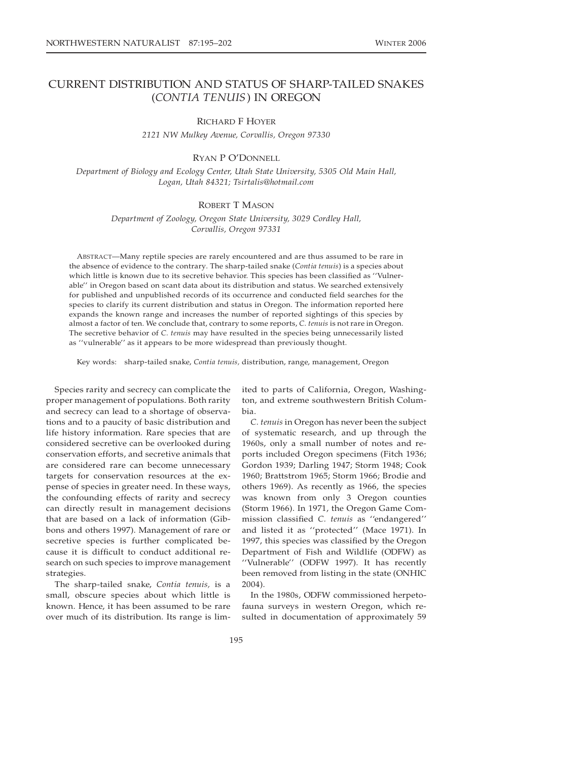# CURRENT DISTRIBUTION AND STATUS OF SHARP-TAILED SNAKES (*CONTIA TENUIS*) IN OREGON

RICHARD F HOYER

*2121 NW Mulkey Avenue, Corvallis, Oregon 97330*

RYAN P O'DONNELL

*Department of Biology and Ecology Center, Utah State University, 5305 Old Main Hall, Logan, Utah 84321; Tsirtalis@hotmail.com*

ROBERT T MASON

*Department of Zoology, Oregon State University, 3029 Cordley Hall, Corvallis, Oregon 97331*

ABSTRACT—Many reptile species are rarely encountered and are thus assumed to be rare in the absence of evidence to the contrary. The sharp-tailed snake (*Contia tenuis*) is a species about which little is known due to its secretive behavior. This species has been classified as ''Vulnerable'' in Oregon based on scant data about its distribution and status. We searched extensively for published and unpublished records of its occurrence and conducted field searches for the species to clarify its current distribution and status in Oregon. The information reported here expands the known range and increases the number of reported sightings of this species by almost a factor of ten. We conclude that, contrary to some reports, *C. tenuis* is not rare in Oregon. The secretive behavior of *C. tenuis* may have resulted in the species being unnecessarily listed as ''vulnerable'' as it appears to be more widespread than previously thought.

Key words: sharp-tailed snake, *Contia tenuis,* distribution, range, management, Oregon

Species rarity and secrecy can complicate the proper management of populations. Both rarity and secrecy can lead to a shortage of observations and to a paucity of basic distribution and life history information. Rare species that are considered secretive can be overlooked during conservation efforts, and secretive animals that are considered rare can become unnecessary targets for conservation resources at the expense of species in greater need. In these ways, the confounding effects of rarity and secrecy can directly result in management decisions that are based on a lack of information (Gibbons and others 1997). Management of rare or secretive species is further complicated because it is difficult to conduct additional research on such species to improve management strategies.

The sharp-tailed snake, *Contia tenuis,* is a small, obscure species about which little is known. Hence, it has been assumed to be rare over much of its distribution. Its range is limited to parts of California, Oregon, Washington, and extreme southwestern British Columbia.

*C. tenuis* in Oregon has never been the subject of systematic research, and up through the 1960s, only a small number of notes and reports included Oregon specimens (Fitch 1936; Gordon 1939; Darling 1947; Storm 1948; Cook 1960; Brattstrom 1965; Storm 1966; Brodie and others 1969). As recently as 1966, the species was known from only 3 Oregon counties (Storm 1966). In 1971, the Oregon Game Commission classified *C. tenuis* as ''endangered'' and listed it as ''protected'' (Mace 1971). In 1997, this species was classified by the Oregon Department of Fish and Wildlife (ODFW) as ''Vulnerable'' (ODFW 1997). It has recently been removed from listing in the state (ONHIC 2004).

In the 1980s, ODFW commissioned herpetofauna surveys in western Oregon, which resulted in documentation of approximately 59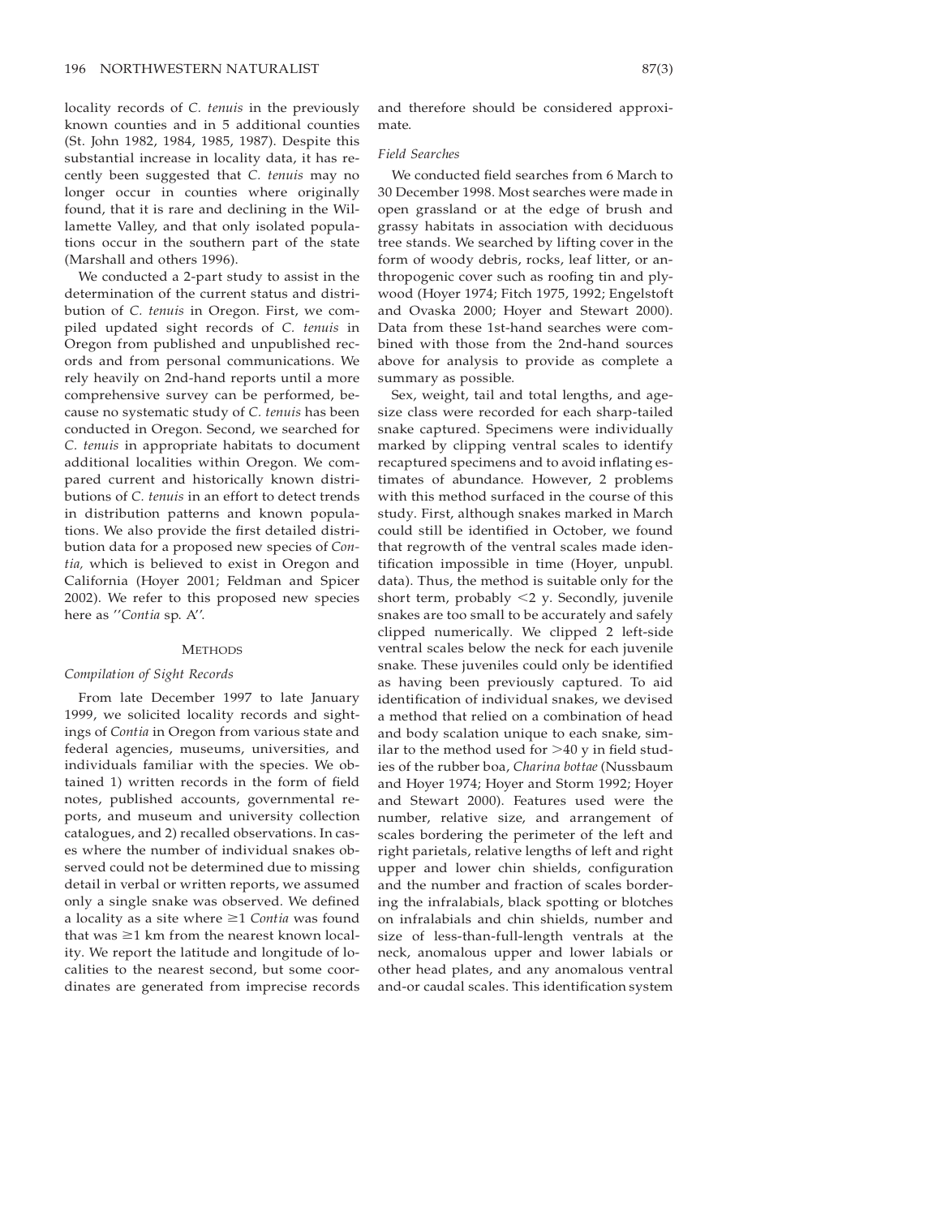locality records of *C. tenuis* in the previously known counties and in 5 additional counties (St. John 1982, 1984, 1985, 1987). Despite this substantial increase in locality data, it has recently been suggested that *C. tenuis* may no longer occur in counties where originally found, that it is rare and declining in the Willamette Valley, and that only isolated populations occur in the southern part of the state (Marshall and others 1996).

We conducted a 2-part study to assist in the determination of the current status and distribution of *C. tenuis* in Oregon. First, we compiled updated sight records of *C. tenuis* in Oregon from published and unpublished records and from personal communications. We rely heavily on 2nd-hand reports until a more comprehensive survey can be performed, because no systematic study of *C. tenuis* has been conducted in Oregon. Second, we searched for *C. tenuis* in appropriate habitats to document additional localities within Oregon. We compared current and historically known distributions of *C. tenuis* in an effort to detect trends in distribution patterns and known populations. We also provide the first detailed distribution data for a proposed new species of *Contia,* which is believed to exist in Oregon and California (Hoyer 2001; Feldman and Spicer 2002). We refer to this proposed new species here as ''*Contia* sp. A''.

## METHODS

### *Compilation of Sight Records*

From late December 1997 to late January 1999, we solicited locality records and sightings of *Contia* in Oregon from various state and federal agencies, museums, universities, and individuals familiar with the species. We obtained 1) written records in the form of field notes, published accounts, governmental reports, and museum and university collection catalogues, and 2) recalled observations. In cases where the number of individual snakes observed could not be determined due to missing detail in verbal or written reports, we assumed only a single snake was observed. We defined a locality as a site where ≥1 *Contia* was found that was ≥1 km from the nearest known locality. We report the latitude and longitude of localities to the nearest second, but some coordinates are generated from imprecise records and therefore should be considered approximate.

### *Field Searches*

We conducted field searches from 6 March to 30 December 1998. Most searches were made in open grassland or at the edge of brush and grassy habitats in association with deciduous tree stands. We searched by lifting cover in the form of woody debris, rocks, leaf litter, or anthropogenic cover such as roofing tin and plywood (Hoyer 1974; Fitch 1975, 1992; Engelstoft and Ovaska 2000; Hoyer and Stewart 2000). Data from these 1st-hand searches were combined with those from the 2nd-hand sources above for analysis to provide as complete a summary as possible.

Sex, weight, tail and total lengths, and age-size class were recorded for each sharp-tailed snake captured. Specimens were individually marked by clipping ventral scales to identify recaptured specimens and to avoid inflating estimates of abundance. However, 2 problems with this method surfaced in the course of this study. First, although snakes marked in March could still be identified in October, we found that regrowth of the ventral scales made identification impossible in time (Hoyer, unpubl. data). Thus, the method is suitable only for the short term, probably <2 y. Secondly, juvenile snakes are too small to be accurately and safely clipped numerically. We clipped 2 left-side ventral scales below the neck for each juvenile snake. These juveniles could only be identified as having been previously captured. To aid identification of individual snakes, we devised a method that relied on a combination of head and body scalation unique to each snake, similar to the method used for >40 y in field studies of the rubber boa, *Charina bottae* (Nussbaum and Hoyer 1974; Hoyer and Storm 1992; Hoyer and Stewart 2000). Features used were the number, relative size, and arrangement of scales bordering the perimeter of the left and right parietals, relative lengths of left and right upper and lower chin shields, configuration and the number and fraction of scales bordering the infralabials, black spotting or blotches on infralabials and chin shields, number and size of less-than-full-length ventrals at the neck, anomalous upper and lower labials or other head plates, and any anomalous ventral and-or caudal scales. This identification system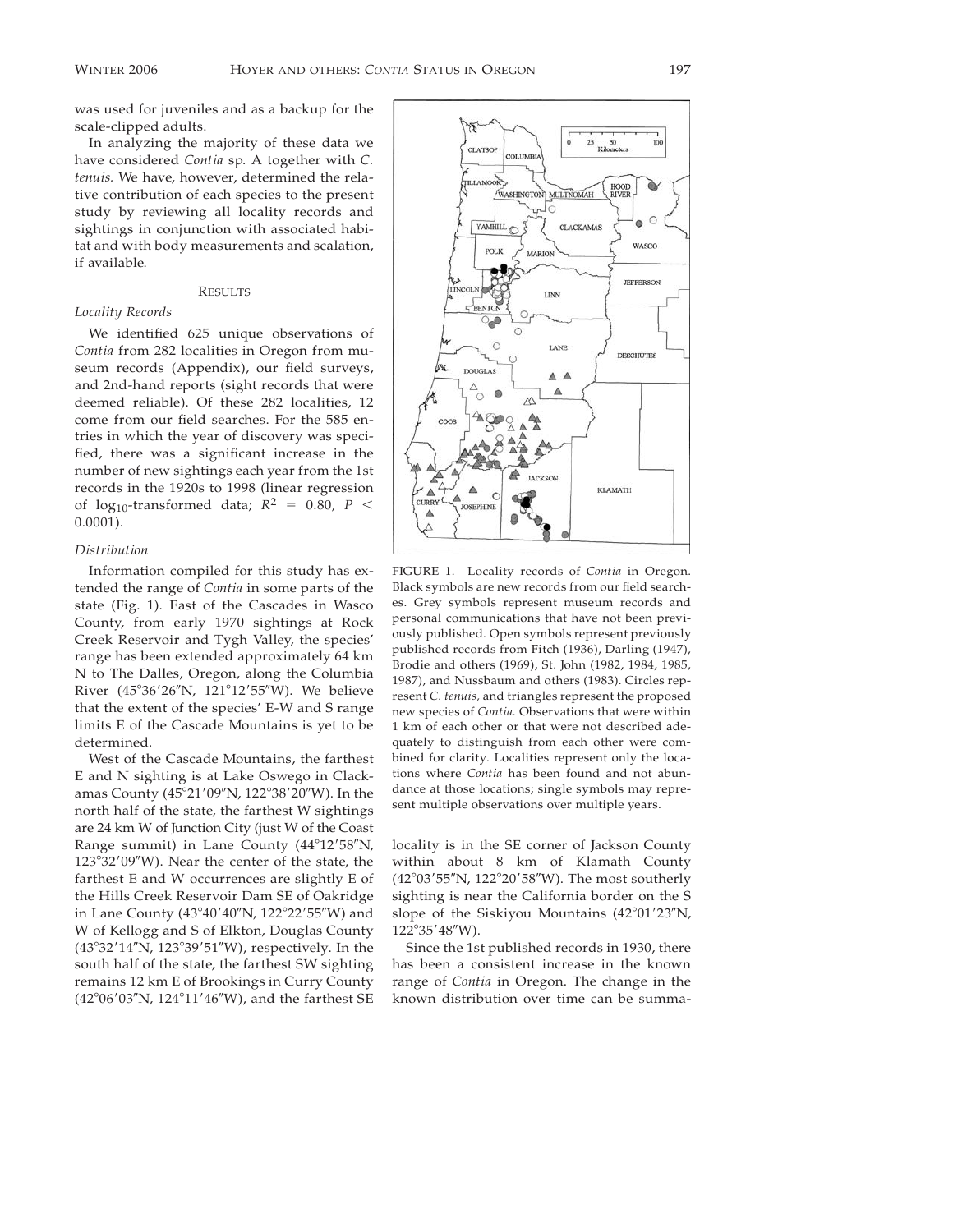was used for juveniles and as a backup for the scale-clipped adults.

In analyzing the majority of these data we have considered *Contia* sp. A together with *C. tenuis.* We have, however, determined the relative contribution of each species to the present study by reviewing all locality records and sightings in conjunction with associated habitat and with body measurements and scalation, if available.

## RESULTS

### *Locality Records*

We identified 625 unique observations of *Contia* from 282 localities in Oregon from museum records (Appendix), our field surveys, and 2nd-hand reports (sight records that were deemed reliable). Of these 282 localities, 12 come from our field searches. For the 585 entries in which the year of discovery was specified, there was a significant increase in the number of new sightings each year from the 1st records in the 1920s to 1998 (linear regression of $\log_{10}$-transformed data; $R^2 = 0.80$, $P < 0.0001$).

### *Distribution*

Information compiled for this study has extended the range of *Contia* in some parts of the state (Fig. 1). East of the Cascades in Wasco County, from early 1970 sightings at Rock Creek Reservoir and Tygh Valley, the species' range has been extended approximately 64 km N to The Dalles, Oregon, along the Columbia River (45°36′26″N, 121°12′55″W). We believe that the extent of the species' E-W and S range limits E of the Cascade Mountains is yet to be determined.

West of the Cascade Mountains, the farthest E and N sighting is at Lake Oswego in Clackamas County (45°21′09″N, 122°38′20″W). In the north half of the state, the farthest W sightings are 24 km W of Junction City (just W of the Coast Range summit) in Lane County (44°12′58″N, 123°32′09″W). Near the center of the state, the farthest E and W occurrences are slightly E of the Hills Creek Reservoir Dam SE of Oakridge in Lane County (43°40′40″N, 122°22′55″W) and W of Kellogg and S of Elkton, Douglas County (43°32′14″N, 123°39′51″W), respectively. In the south half of the state, the farthest SW sighting remains 12 km E of Brookings in Curry County (42°06′03″N, 124°11′46″W), and the farthest SE locality is in the SE corner of Jackson County within about 8 km of Klamath County (42°03′55″N, 122°20′58″W). The most southerly sighting is near the California border on the S slope of the Siskiyou Mountains (42°01′23″N, 122°35′48″W).

Since the 1st published records in 1930, there has been a consistent increase in the known range of *Contia* in Oregon. The change in the known distribution over time can be summa-

FIGURE 1. Locality records of *Contia* in Oregon. Black symbols are new records from our field searches. Grey symbols represent museum records and personal communications that have not been previously published. Open symbols represent previously published records from Fitch (1936), Darling (1947), Brodie and others (1969), St. John (1982, 1984, 1985, 1987), and Nussbaum and others (1983). Circles represent *C. tenuis,* and triangles represent the proposed new species of *Contia.* Observations that were within 1 km of each other or that were not described adequately to distinguish from each other were combined for clarity. Localities represent only the locations where *Contia* has been found and not abundance at those locations; single symbols may represent multiple observations over multiple years.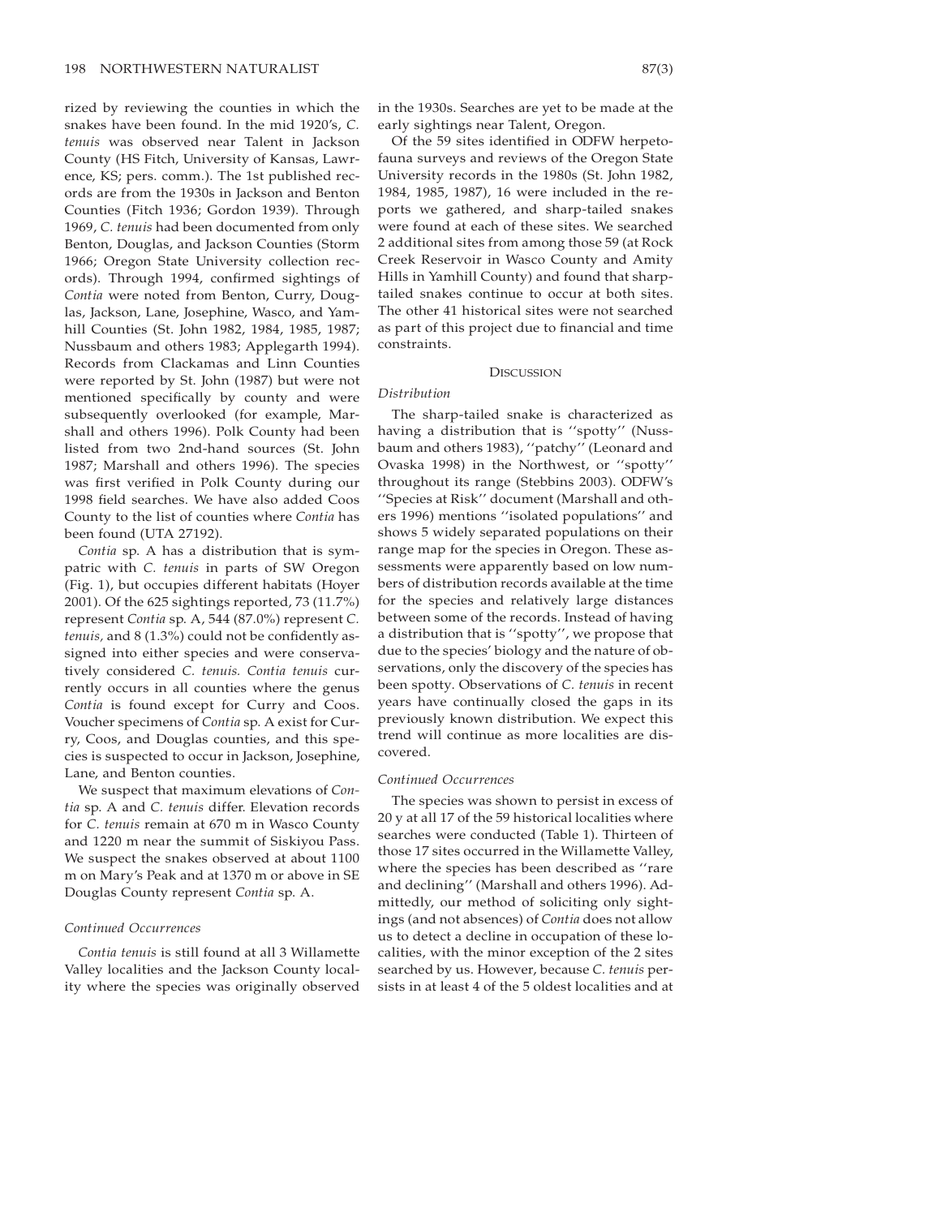rized by reviewing the counties in which the snakes have been found. In the mid 1920's, *C. tenuis* was observed near Talent in Jackson County (HS Fitch, University of Kansas, Lawrence, KS; pers. comm.). The 1st published records are from the 1930s in Jackson and Benton Counties (Fitch 1936; Gordon 1939). Through 1969, *C. tenuis* had been documented from only Benton, Douglas, and Jackson Counties (Storm 1966; Oregon State University collection records). Through 1994, confirmed sightings of *Contia* were noted from Benton, Curry, Douglas, Jackson, Lane, Josephine, Wasco, and Yamhill Counties (St. John 1982, 1984, 1985, 1987; Nussbaum and others 1983; Applegarth 1994). Records from Clackamas and Linn Counties were reported by St. John (1987) but were not mentioned specifically by county and were subsequently overlooked (for example, Marshall and others 1996). Polk County had been listed from two 2nd-hand sources (St. John 1987; Marshall and others 1996). The species was first verified in Polk County during our 1998 field searches. We have also added Coos County to the list of counties where *Contia* has been found (UTA 27192).

*Contia* sp. A has a distribution that is sympatric with *C. tenuis* in parts of SW Oregon (Fig. 1), but occupies different habitats (Hoyer 2001). Of the 625 sightings reported, 73 (11.7%) represent *Contia* sp. A, 544 (87.0%) represent *C. tenuis,* and 8 (1.3%) could not be confidently assigned into either species and were conservatively considered *C. tenuis. Contia tenuis* currently occurs in all counties where the genus *Contia* is found except for Curry and Coos. Voucher specimens of *Contia* sp. A exist for Curry, Coos, and Douglas counties, and this species is suspected to occur in Jackson, Josephine, Lane, and Benton counties.

We suspect that maximum elevations of *Contia* sp. A and *C. tenuis* differ. Elevation records for *C. tenuis* remain at 670 m in Wasco County and 1220 m near the summit of Siskiyou Pass. We suspect the snakes observed at about 1100 m on Mary's Peak and at 1370 m or above in SE Douglas County represent *Contia* sp. A.

*Continued Occurrences*

*Contia tenuis* is still found at all 3 Willamette Valley localities and the Jackson County locality where the species was originally observed in the 1930s. Searches are yet to be made at the early sightings near Talent, Oregon.

Of the 59 sites identified in ODFW herpetofauna surveys and reviews of the Oregon State University records in the 1980s (St. John 1982, 1984, 1985, 1987), 16 were included in the reports we gathered, and sharp-tailed snakes were found at each of these sites. We searched 2 additional sites from among those 59 (at Rock Creek Reservoir in Wasco County and Amity Hills in Yamhill County) and found that sharp-tailed snakes continue to occur at both sites. The other 41 historical sites were not searched as part of this project due to financial and time constraints.

## Discussion

*Distribution*

The sharp-tailed snake is characterized as having a distribution that is ''spotty'' (Nussbaum and others 1983), ''patchy'' (Leonard and Ovaska 1998) in the Northwest, or ''spotty'' throughout its range (Stebbins 2003). ODFW's ''Species at Risk'' document (Marshall and others 1996) mentions ''isolated populations'' and shows 5 widely separated populations on their range map for the species in Oregon. These assessments were apparently based on low numbers of distribution records available at the time for the species and relatively large distances between some of the records. Instead of having a distribution that is ''spotty'', we propose that due to the species' biology and the nature of observations, only the discovery of the species has been spotty. Observations of *C. tenuis* in recent years have continually closed the gaps in its previously known distribution. We expect this trend will continue as more localities are discovered.

*Continued Occurrences*

The species was shown to persist in excess of 20 y at all 17 of the 59 historical localities where searches were conducted (Table 1). Thirteen of those 17 sites occurred in the Willamette Valley, where the species has been described as ''rare and declining'' (Marshall and others 1996). Admittedly, our method of soliciting only sightings (and not absences) of *Contia* does not allow us to detect a decline in occupation of these localities, with the minor exception of the 2 sites searched by us. However, because *C. tenuis* persists in at least 4 of the 5 oldest localities and at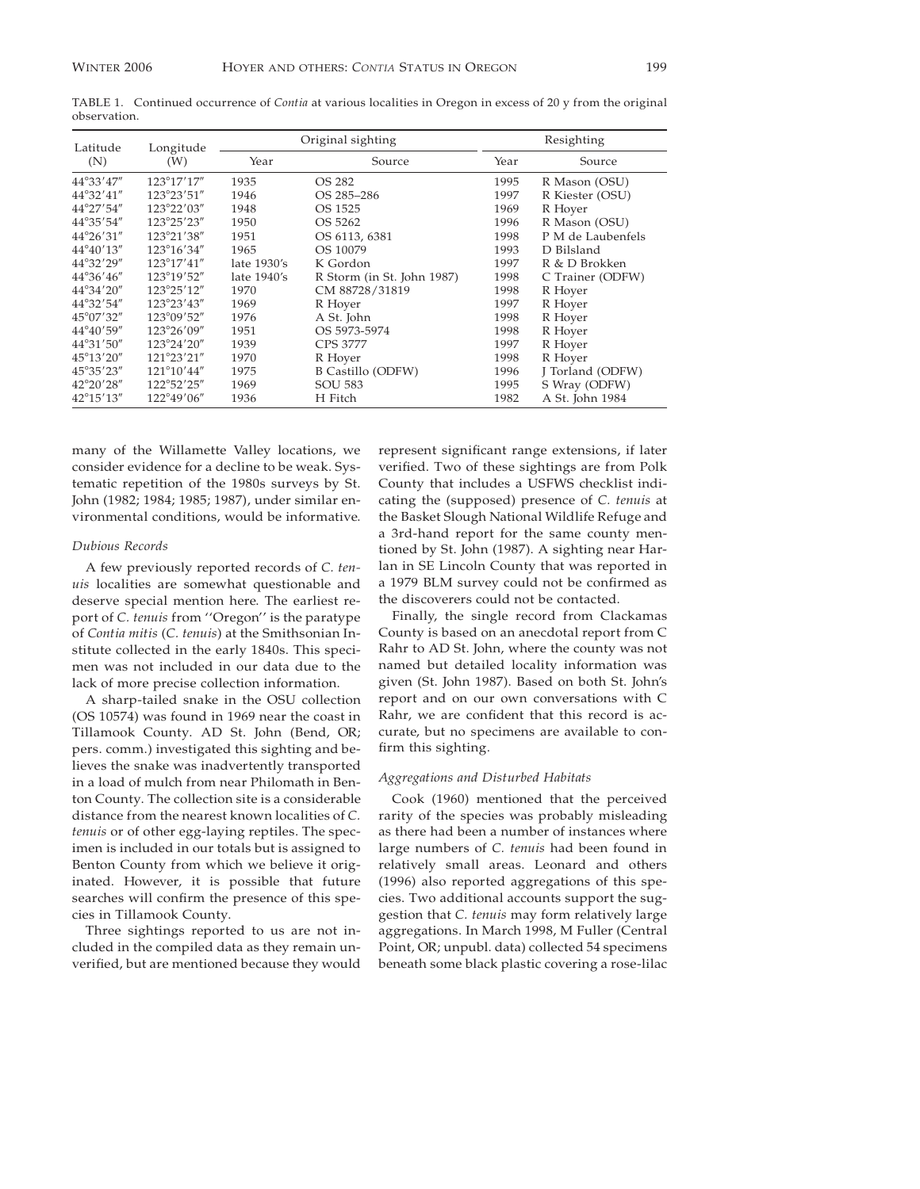TABLE 1. Continued occurrence of *Contia* at various localities in Oregon in excess of 20 y from the original observation.

| Latitude (N) | Longitude (W) | Original sighting | | Resighting | |
|---|---|---|---|---|---|
| | | Year | Source | Year | Source |
| 44°33′47″ | 123°17′17″ | 1935 | OS 282 | 1995 | R Mason (OSU) |
| 44°32′41″ | 123°23′51″ | 1946 | OS 285–286 | 1997 | R Kiester (OSU) |
| 44°27′54″ | 123°22′03″ | 1948 | OS 1525 | 1969 | R Hoyer |
| 44°35′54″ | 123°25′23″ | 1950 | OS 5262 | 1996 | R Mason (OSU) |
| 44°26′31″ | 123°21′38″ | 1951 | OS 6113, 6381 | 1998 | P M de Laubenfels |
| 44°40′13″ | 123°16′34″ | 1965 | OS 10079 | 1993 | D Bilsland |
| 44°32′29″ | 123°17′41″ | late 1930′s | K Gordon | 1997 | R & D Brokken |
| 44°36′46″ | 123°19′52″ | late 1940′s | R Storm (in St. John 1987) | 1998 | C Trainer (ODFW) |
| 44°34′20″ | 123°25′12″ | 1970 | CM 88728/31819 | 1998 | R Hoyer |
| 44°32′54″ | 123°23′43″ | 1969 | R Hoyer | 1997 | R Hoyer |
| 45°07′32″ | 123°09′52″ | 1976 | A St. John | 1998 | R Hoyer |
| 44°40′59″ | 123°26′09″ | 1951 | OS 5973-5974 | 1998 | R Hoyer |
| 44°31′50″ | 123°24′20″ | 1939 | CPS 3777 | 1997 | R Hoyer |
| 45°13′20″ | 121°23′21″ | 1970 | R Hoyer | 1998 | R Hoyer |
| 45°35′23″ | 121°10′44″ | 1975 | B Castillo (ODFW) | 1996 | J Torland (ODFW) |
| 42°20′28″ | 122°52′25″ | 1969 | SOU 583 | 1995 | S Wray (ODFW) |
| 42°15′13″ | 122°49′06″ | 1936 | H Fitch | 1982 | A St. John 1984 |

many of the Willamette Valley locations, we consider evidence for a decline to be weak. Systematic repetition of the 1980s surveys by St. John (1982; 1984; 1985; 1987), under similar environmental conditions, would be informative.

### *Dubious Records*

A few previously reported records of *C. tenuis* localities are somewhat questionable and deserve special mention here. The earliest report of *C. tenuis* from ''Oregon'' is the paratype of *Contia mitis* (*C. tenuis*) at the Smithsonian Institute collected in the early 1840s. This specimen was not included in our data due to the lack of more precise collection information.

A sharp-tailed snake in the OSU collection (OS 10574) was found in 1969 near the coast in Tillamook County. AD St. John (Bend, OR; pers. comm.) investigated this sighting and believes the snake was inadvertently transported in a load of mulch from near Philomath in Benton County. The collection site is a considerable distance from the nearest known localities of *C. tenuis* or of other egg-laying reptiles. The specimen is included in our totals but is assigned to Benton County from which we believe it originated. However, it is possible that future searches will confirm the presence of this species in Tillamook County.

Three sightings reported to us are not included in the compiled data as they remain unverified, but are mentioned because they would represent significant range extensions, if later verified. Two of these sightings are from Polk County that includes a USFWS checklist indicating the (supposed) presence of *C. tenuis* at the Basket Slough National Wildlife Refuge and a 3rd-hand report for the same county mentioned by St. John (1987). A sighting near Harlan in SE Lincoln County that was reported in a 1979 BLM survey could not be confirmed as the discoverers could not be contacted.

Finally, the single record from Clackamas County is based on an anecdotal report from C Rahr to AD St. John, where the county was not named but detailed locality information was given (St. John 1987). Based on both St. John's report and on our own conversations with C Rahr, we are confident that this record is accurate, but no specimens are available to confirm this sighting.

### *Aggregations and Disturbed Habitats*

Cook (1960) mentioned that the perceived rarity of the species was probably misleading as there had been a number of instances where large numbers of *C. tenuis* had been found in relatively small areas. Leonard and others (1996) also reported aggregations of this species. Two additional accounts support the suggestion that *C. tenuis* may form relatively large aggregations. In March 1998, M Fuller (Central Point, OR; unpubl. data) collected 54 specimens beneath some black plastic covering a rose-lilac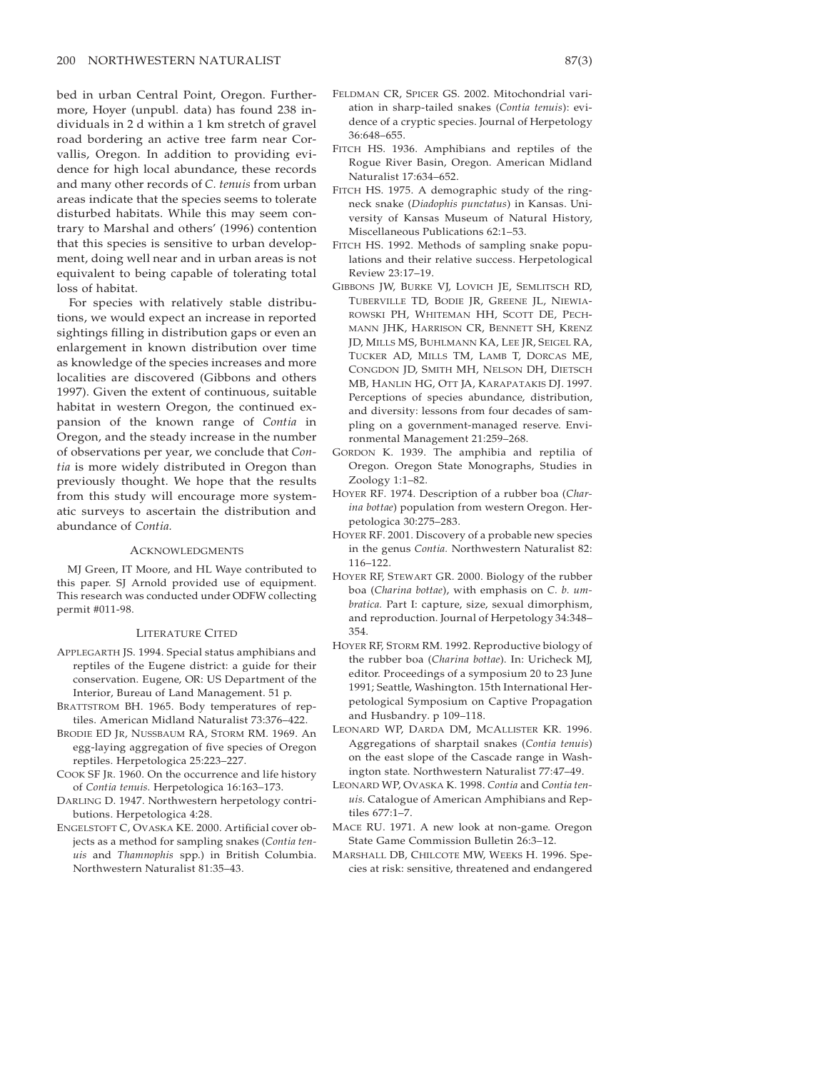bed in urban Central Point, Oregon. Furthermore, Hoyer (unpubl. data) has found 238 individuals in 2 d within a 1 km stretch of gravel road bordering an active tree farm near Corvallis, Oregon. In addition to providing evidence for high local abundance, these records and many other records of *C. tenuis* from urban areas indicate that the species seems to tolerate disturbed habitats. While this may seem contrary to Marshal and others' (1996) contention that this species is sensitive to urban development, doing well near and in urban areas is not equivalent to being capable of tolerating total loss of habitat.

For species with relatively stable distributions, we would expect an increase in reported sightings filling in distribution gaps or even an enlargement in known distribution over time as knowledge of the species increases and more localities are discovered (Gibbons and others 1997). Given the extent of continuous, suitable habitat in western Oregon, the continued expansion of the known range of *Contia* in Oregon, and the steady increase in the number of observations per year, we conclude that *Contia* is more widely distributed in Oregon than previously thought. We hope that the results from this study will encourage more systematic surveys to ascertain the distribution and abundance of *Contia.*

## Acknowledgments

MJ Green, IT Moore, and HL Waye contributed to this paper. SJ Arnold provided use of equipment. This research was conducted under ODFW collecting permit #011-98.

## Literature Cited

Applegarth JS. 1994. Special status amphibians and reptiles of the Eugene district: a guide for their conservation. Eugene, OR: US Department of the Interior, Bureau of Land Management. 51 p.

Brattstrom BH. 1965. Body temperatures of reptiles. American Midland Naturalist 73:376–422.

Brodie ED Jr, Nussbaum RA, Storm RM. 1969. An egg-laying aggregation of five species of Oregon reptiles. Herpetologica 25:223–227.

Cook SF Jr. 1960. On the occurrence and life history of *Contia tenuis.* Herpetologica 16:163–173.

Darling D. 1947. Northwestern herpetology contributions. Herpetologica 4:28.

Engelstoft C, Ovaska KE. 2000. Artificial cover objects as a method for sampling snakes (*Contia tenuis* and *Thamnophis* spp.) in British Columbia. Northwestern Naturalist 81:35–43.

Feldman CR, Spicer GS. 2002. Mitochondrial variation in sharp-tailed snakes (*Contia tenuis*): evidence of a cryptic species. Journal of Herpetology 36:648–655.

Fitch HS. 1936. Amphibians and reptiles of the Rogue River Basin, Oregon. American Midland Naturalist 17:634–652.

Fitch HS. 1975. A demographic study of the ringneck snake (*Diadophis punctatus*) in Kansas. University of Kansas Museum of Natural History, Miscellaneous Publications 62:1–53.

Fitch HS. 1992. Methods of sampling snake populations and their relative success. Herpetological Review 23:17–19.

Gibbons JW, Burke VJ, Lovich JE, Semlitsch RD, Tuberville TD, Bodie JR, Greene JL, Niewiarowski PH, Whiteman HH, Scott DE, Pechmann JHK, Harrison CR, Bennett SH, Krenz JD, Mills MS, Buhlmann KA, Lee JR, Seigel RA, Tucker AD, Mills TM, Lamb T, Dorcas ME, Congdon JD, Smith MH, Nelson DH, Dietsch MB, Hanlin HG, Ott JA, Karapatakis DJ. 1997. Perceptions of species abundance, distribution, and diversity: lessons from four decades of sampling on a government-managed reserve. Environmental Management 21:259–268.

Gordon K. 1939. The amphibia and reptilia of Oregon. Oregon State Monographs, Studies in Zoology 1:1–82.

Hoyer RF. 1974. Description of a rubber boa (*Charina bottae*) population from western Oregon. Herpetologica 30:275–283.

Hoyer RF. 2001. Discovery of a probable new species in the genus *Contia.* Northwestern Naturalist 82: 116–122.

Hoyer RF, Stewart GR. 2000. Biology of the rubber boa (*Charina bottae*), with emphasis on *C. b. umbratica.* Part I: capture, size, sexual dimorphism, and reproduction. Journal of Herpetology 34:348–354.

Hoyer RF, Storm RM. 1992. Reproductive biology of the rubber boa (*Charina bottae*). In: Uricheck MJ, editor. Proceedings of a symposium 20 to 23 June 1991; Seattle, Washington. 15th International Herpetological Symposium on Captive Propagation and Husbandry. p 109–118.

Leonard WP, Darda DM, McAllister KR. 1996. Aggregations of sharptail snakes (*Contia tenuis*) on the east slope of the Cascade range in Washington state. Northwestern Naturalist 77:47–49.

Leonard WP, Ovaska K. 1998. *Contia* and *Contia tenuis.* Catalogue of American Amphibians and Reptiles 677:1–7.

Mace RU. 1971. A new look at non-game. Oregon State Game Commission Bulletin 26:3–12.

Marshall DB, Chilcote MW, Weeks H. 1996. Species at risk: sensitive, threatened and endangered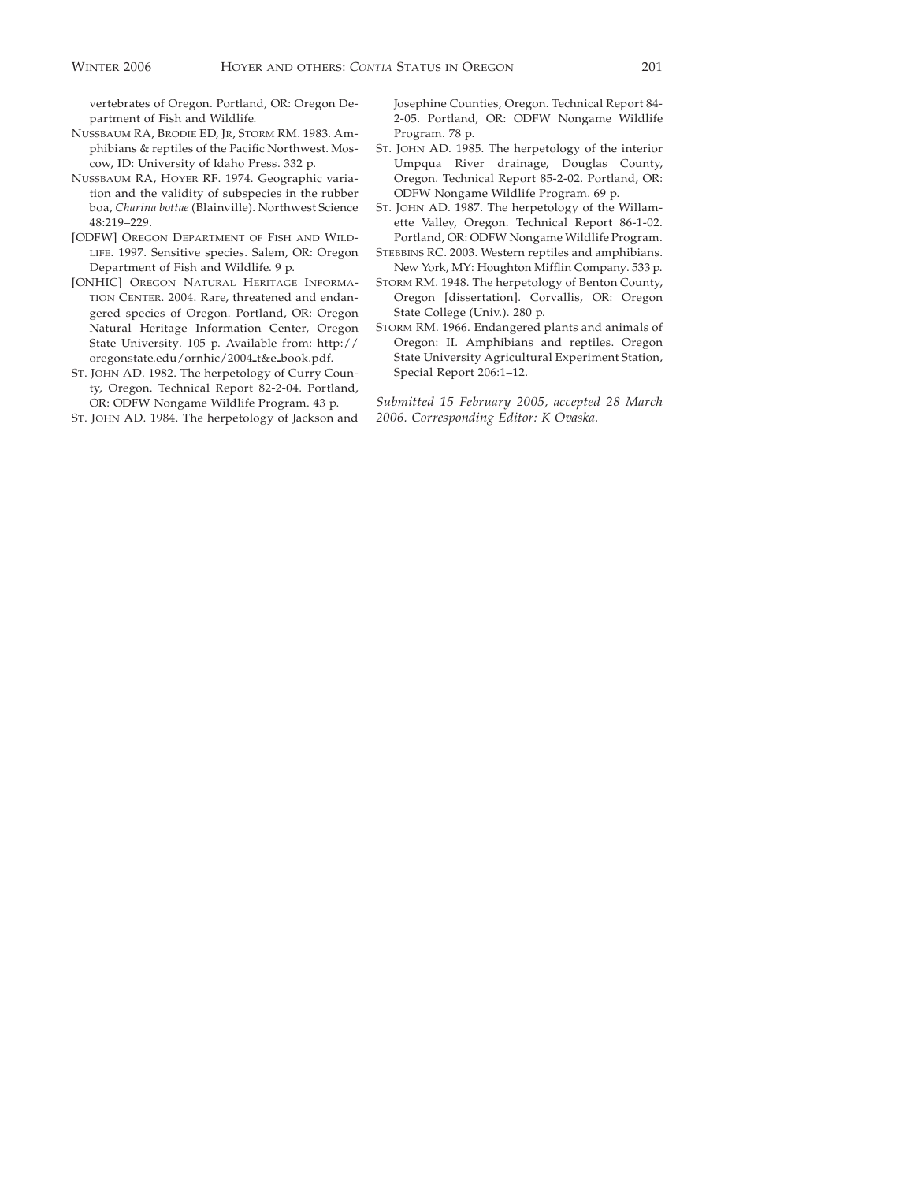vertebrates of Oregon. Portland, OR: Oregon Department of Fish and Wildlife.

NUSSBAUM RA, BRODIE ED, JR, STORM RM. 1983. Amphibians & reptiles of the Pacific Northwest. Moscow, ID: University of Idaho Press. 332 p.

NUSSBAUM RA, HOYER RF. 1974. Geographic variation and the validity of subspecies in the rubber boa, *Charina bottae* (Blainville). Northwest Science 48:219–229.

[ODFW] OREGON DEPARTMENT OF FISH AND WILDLIFE. 1997. Sensitive species. Salem, OR: Oregon Department of Fish and Wildlife. 9 p.

[ONHIC] OREGON NATURAL HERITAGE INFORMATION CENTER. 2004. Rare, threatened and endangered species of Oregon. Portland, OR: Oregon Natural Heritage Information Center, Oregon State University. 105 p. Available from: http://oregonstate.edu/ornhic/2004_t&e_book.pdf.

ST. JOHN AD. 1982. The herpetology of Curry County, Oregon. Technical Report 82-2-04. Portland, OR: ODFW Nongame Wildlife Program. 43 p.

ST. JOHN AD. 1984. The herpetology of Jackson and Josephine Counties, Oregon. Technical Report 84-2-05. Portland, OR: ODFW Nongame Wildlife Program. 78 p.

ST. JOHN AD. 1985. The herpetology of the interior Umpqua River drainage, Douglas County, Oregon. Technical Report 85-2-02. Portland, OR: ODFW Nongame Wildlife Program. 69 p.

ST. JOHN AD. 1987. The herpetology of the Willamette Valley, Oregon. Technical Report 86-1-02. Portland, OR: ODFW Nongame Wildlife Program.

STEBBINS RC. 2003. Western reptiles and amphibians. New York, MY: Houghton Mifflin Company. 533 p.

STORM RM. 1948. The herpetology of Benton County, Oregon [dissertation]. Corvallis, OR: Oregon State College (Univ.). 280 p.

STORM RM. 1966. Endangered plants and animals of Oregon: II. Amphibians and reptiles. Oregon State University Agricultural Experiment Station, Special Report 206:1–12.

*Submitted 15 February 2005, accepted 28 March 2006. Corresponding Editor: K Ovaska.*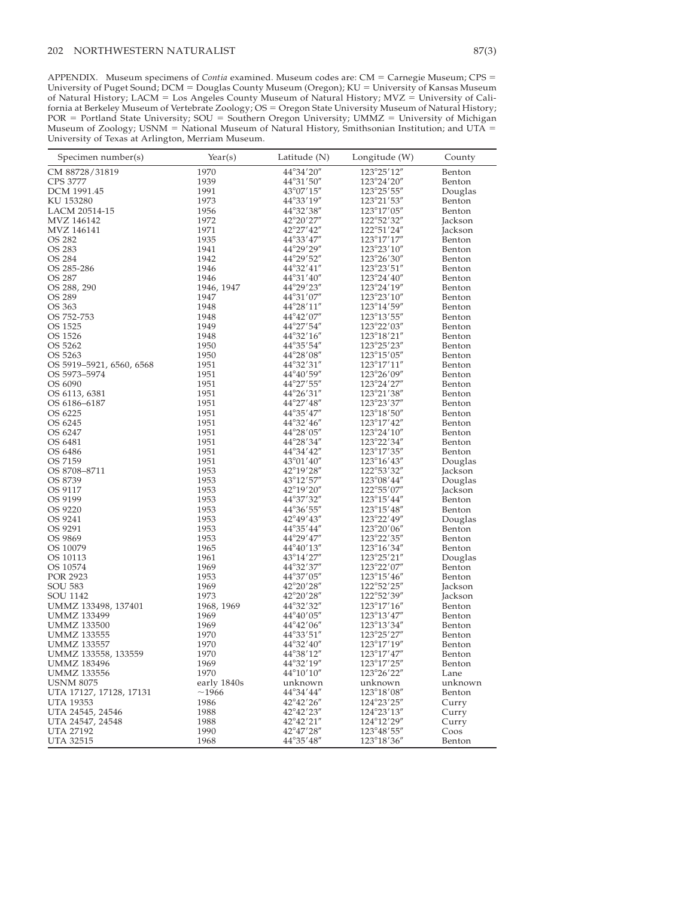APPENDIX. Museum specimens of *Contia* examined. Museum codes are: CM = Carnegie Museum; CPS = University of Puget Sound; DCM = Douglas County Museum (Oregon); KU = University of Kansas Museum of Natural History; LACM = Los Angeles County Museum of Natural History; MVZ = University of California at Berkeley Museum of Vertebrate Zoology; OS = Oregon State University Museum of Natural History; POR = Portland State University; SOU = Southern Oregon University; UMMZ = University of Michigan Museum of Zoology; USNM = National Museum of Natural History, Smithsonian Institution; and UTA = University of Texas at Arlington, Merriam Museum.

| Specimen number(s) | Year(s) | Latitude (N) | Longitude (W) | County |
|---|---|---|---|---|
| CM 88728/31819 | 1970 | 44°34′20″ | 123°25′12″ | Benton |
| CPS 3777 | 1939 | 44°31′50″ | 123°24′20″ | Benton |
| DCM 1991.45 | 1991 | 43°07′15″ | 123°25′55″ | Douglas |
| KU 153280 | 1973 | 44°33′19″ | 123°21′53″ | Benton |
| LACM 20514-15 | 1956 | 44°32′38″ | 123°17′05″ | Benton |
| MVZ 146142 | 1972 | 42°20′27″ | 122°52′32″ | Jackson |
| MVZ 146141 | 1971 | 42°27′42″ | 122°51′24″ | Jackson |
| OS 282 | 1935 | 44°33′47″ | 123°17′17″ | Benton |
| OS 283 | 1941 | 44°29′29″ | 123°23′10″ | Benton |
| OS 284 | 1942 | 44°29′52″ | 123°26′30″ | Benton |
| OS 285-286 | 1946 | 44°32′41″ | 123°23′51″ | Benton |
| OS 287 | 1946 | 44°31′40″ | 123°24′40″ | Benton |
| OS 288, 290 | 1946, 1947 | 44°29′23″ | 123°24′19″ | Benton |
| OS 289 | 1947 | 44°31′07″ | 123°23′10″ | Benton |
| OS 363 | 1948 | 44°28′11″ | 123°14′59″ | Benton |
| OS 752-753 | 1948 | 44°42′07″ | 123°13′55″ | Benton |
| OS 1525 | 1949 | 44°27′54″ | 123°22′03″ | Benton |
| OS 1526 | 1948 | 44°32′16″ | 123°18′21″ | Benton |
| OS 5262 | 1950 | 44°35′54″ | 123°25′23″ | Benton |
| OS 5263 | 1950 | 44°28′08″ | 123°15′05″ | Benton |
| OS 5919–5921, 6560, 6568 | 1951 | 44°32′31″ | 123°17′11″ | Benton |
| OS 5973–5974 | 1951 | 44°40′59″ | 123°26′09″ | Benton |
| OS 6090 | 1951 | 44°27′55″ | 123°24′27″ | Benton |
| OS 6113, 6381 | 1951 | 44°26′31″ | 123°21′38″ | Benton |
| OS 6186–6187 | 1951 | 44°27′48″ | 123°23′37″ | Benton |
| OS 6225 | 1951 | 44°35′47″ | 123°18′50″ | Benton |
| OS 6245 | 1951 | 44°32′46″ | 123°17′42″ | Benton |
| OS 6247 | 1951 | 44°28′05″ | 123°24′10″ | Benton |
| OS 6481 | 1951 | 44°28′34″ | 123°22′34″ | Benton |
| OS 6486 | 1951 | 44°34′42″ | 123°17′35″ | Benton |
| OS 7159 | 1951 | 43°01′40″ | 123°16′43″ | Douglas |
| OS 8708–8711 | 1953 | 42°19′28″ | 122°53′32″ | Jackson |
| OS 8739 | 1953 | 43°12′57″ | 123°08′44″ | Douglas |
| OS 9117 | 1953 | 42°19′20″ | 122°55′07″ | Jackson |
| OS 9199 | 1953 | 44°37′32″ | 123°15′44″ | Benton |
| OS 9220 | 1953 | 44°36′55″ | 123°15′48″ | Benton |
| OS 9241 | 1953 | 42°49′43″ | 123°22′49″ | Douglas |
| OS 9291 | 1953 | 44°35′44″ | 123°20′06″ | Benton |
| OS 9869 | 1953 | 44°29′47″ | 123°22′35″ | Benton |
| OS 10079 | 1965 | 44°40′13″ | 123°16′34″ | Benton |
| OS 10113 | 1961 | 43°14′27″ | 123°25′21″ | Douglas |
| OS 10574 | 1969 | 44°32′37″ | 123°22′07″ | Benton |
| POR 2923 | 1953 | 44°37′05″ | 123°15′46″ | Benton |
| SOU 583 | 1969 | 42°20′28″ | 122°52′25″ | Jackson |
| SOU 1142 | 1973 | 42°20′28″ | 122°52′39″ | Jackson |
| UMMZ 133498, 137401 | 1968, 1969 | 44°32′32″ | 123°17′16″ | Benton |
| UMMZ 133499 | 1969 | 44°40′05″ | 123°13′47″ | Benton |
| UMMZ 133500 | 1969 | 44°42′06″ | 123°13′34″ | Benton |
| UMMZ 133555 | 1970 | 44°33′51″ | 123°25′27″ | Benton |
| UMMZ 133557 | 1970 | 44°32′40″ | 123°17′19″ | Benton |
| UMMZ 133558, 133559 | 1970 | 44°38′12″ | 123°17′47″ | Benton |
| UMMZ 183496 | 1969 | 44°32′19″ | 123°17′25″ | Benton |
| UMMZ 133556 | 1970 | 44°10′10″ | 123°26′22″ | Lane |
| USNM 8075 | early 1840s | unknown | unknown | unknown |
| UTA 17127, 17128, 17131 | ~1966 | 44°34′44″ | 123°18′08″ | Benton |
| UTA 19353 | 1986 | 42°42′26″ | 124°23′25″ | Curry |
| UTA 24545, 24546 | 1988 | 42°42′23″ | 124°23′13″ | Curry |
| UTA 24547, 24548 | 1988 | 42°42′21″ | 124°12′29″ | Curry |
| UTA 27192 | 1990 | 42°47′28″ | 123°48′55″ | Coos |
| UTA 32515 | 1968 | 44°35′48″ | 123°18′36″ | Benton |